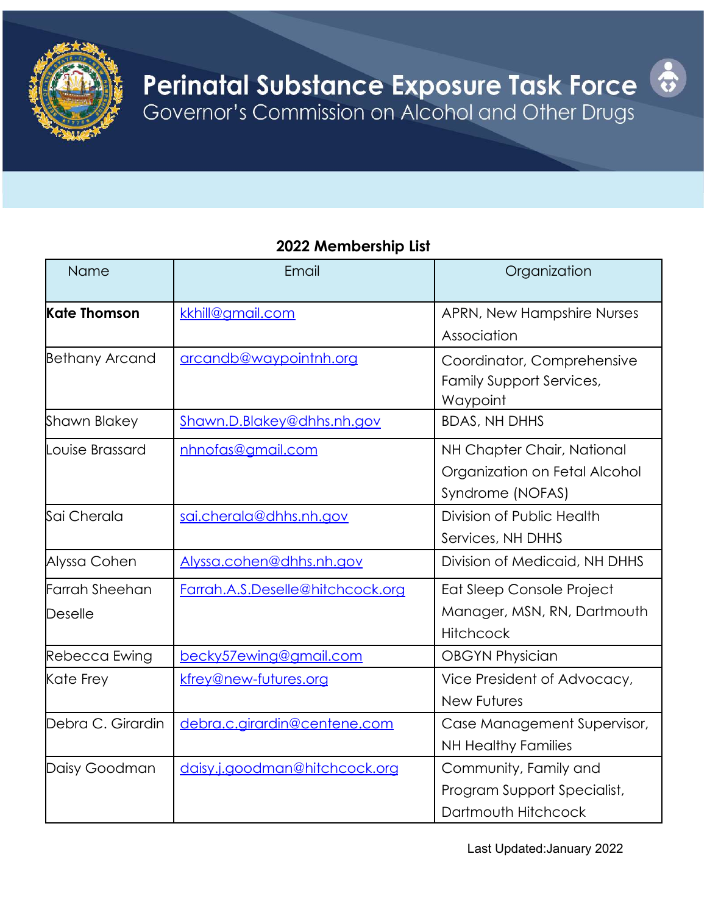# Perinatal Substance Exposure Task Force

## Governor's Commission on Alcohol and Other Drugs

### 2022 Membership List

| Name | Email | Organization |
|---|---|---|
| **Kate Thomson** | kkhill@gmail.com | APRN, New Hampshire Nurses Association |
| Bethany Arcand | arcandb@waypointnh.org | Coordinator, Comprehensive Family Support Services, Waypoint |
| Shawn Blakey | Shawn.D.Blakey@dhhs.nh.gov | BDAS, NH DHHS |
| Louise Brassard | nhnofas@gmail.com | NH Chapter Chair, National Organization on Fetal Alcohol Syndrome (NOFAS) |
| Sai Cherala | sai.cherala@dhhs.nh.gov | Division of Public Health Services, NH DHHS |
| Alyssa Cohen | Alyssa.cohen@dhhs.nh.gov | Division of Medicaid, NH DHHS |
| Farrah Sheehan Deselle | Farrah.A.S.Deselle@hitchcock.org | Eat Sleep Console Project Manager, MSN, RN, Dartmouth Hitchcock |
| Rebecca Ewing | becky57ewing@gmail.com | OBGYN Physician |
| Kate Frey | kfrey@new-futures.org | Vice President of Advocacy, New Futures |
| Debra C. Girardin | debra.c.girardin@centene.com | Case Management Supervisor, NH Healthy Families |
| Daisy Goodman | daisy.j.goodman@hitchcock.org | Community, Family and Program Support Specialist, Dartmouth Hitchcock |

Last Updated:January 2022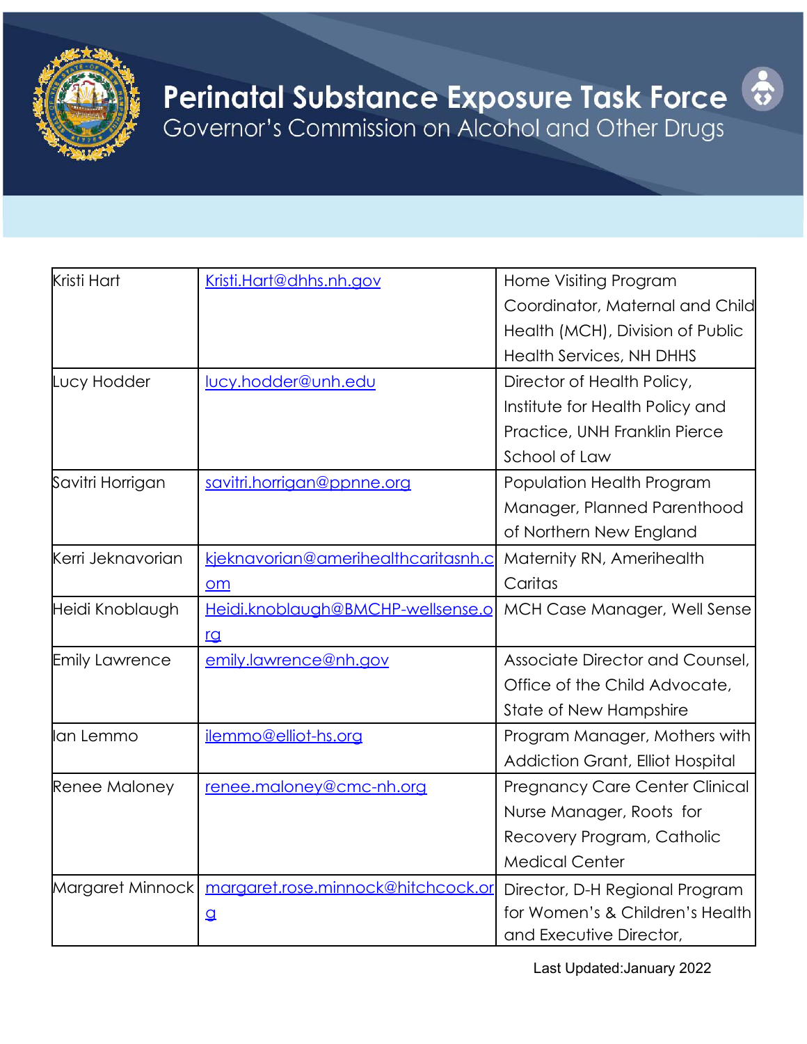# Perinatal Substance Exposure Task Force

Governor's Commission on Alcohol and Other Drugs

| | | |
|---|---|---|
| Kristi Hart | Kristi.Hart@dhhs.nh.gov | Home Visiting Program Coordinator, Maternal and Child Health (MCH), Division of Public Health Services, NH DHHS |
| Lucy Hodder | lucy.hodder@unh.edu | Director of Health Policy, Institute for Health Policy and Practice, UNH Franklin Pierce School of Law |
| Savitri Horrigan | savitri.horrigan@ppnne.org | Population Health Program Manager, Planned Parenthood of Northern New England |
| Kerri Jeknavorian | kjeknavorian@amerihealthcaritasnh.com | Maternity RN, Amerihealth Caritas |
| Heidi Knoblaugh | Heidi.knoblaugh@BMCHP-wellsense.org | MCH Case Manager, Well Sense |
| Emily Lawrence | emily.lawrence@nh.gov | Associate Director and Counsel, Office of the Child Advocate, State of New Hampshire |
| Ian Lemmo | ilemmo@elliot-hs.org | Program Manager, Mothers with Addiction Grant, Elliot Hospital |
| Renee Maloney | renee.maloney@cmc-nh.org | Pregnancy Care Center Clinical Nurse Manager, Roots for Recovery Program, Catholic Medical Center |
| Margaret Minnock | margaret.rose.minnock@hitchcock.org | Director, D-H Regional Program for Women's & Children's Health and Executive Director, |

Last Updated:January 2022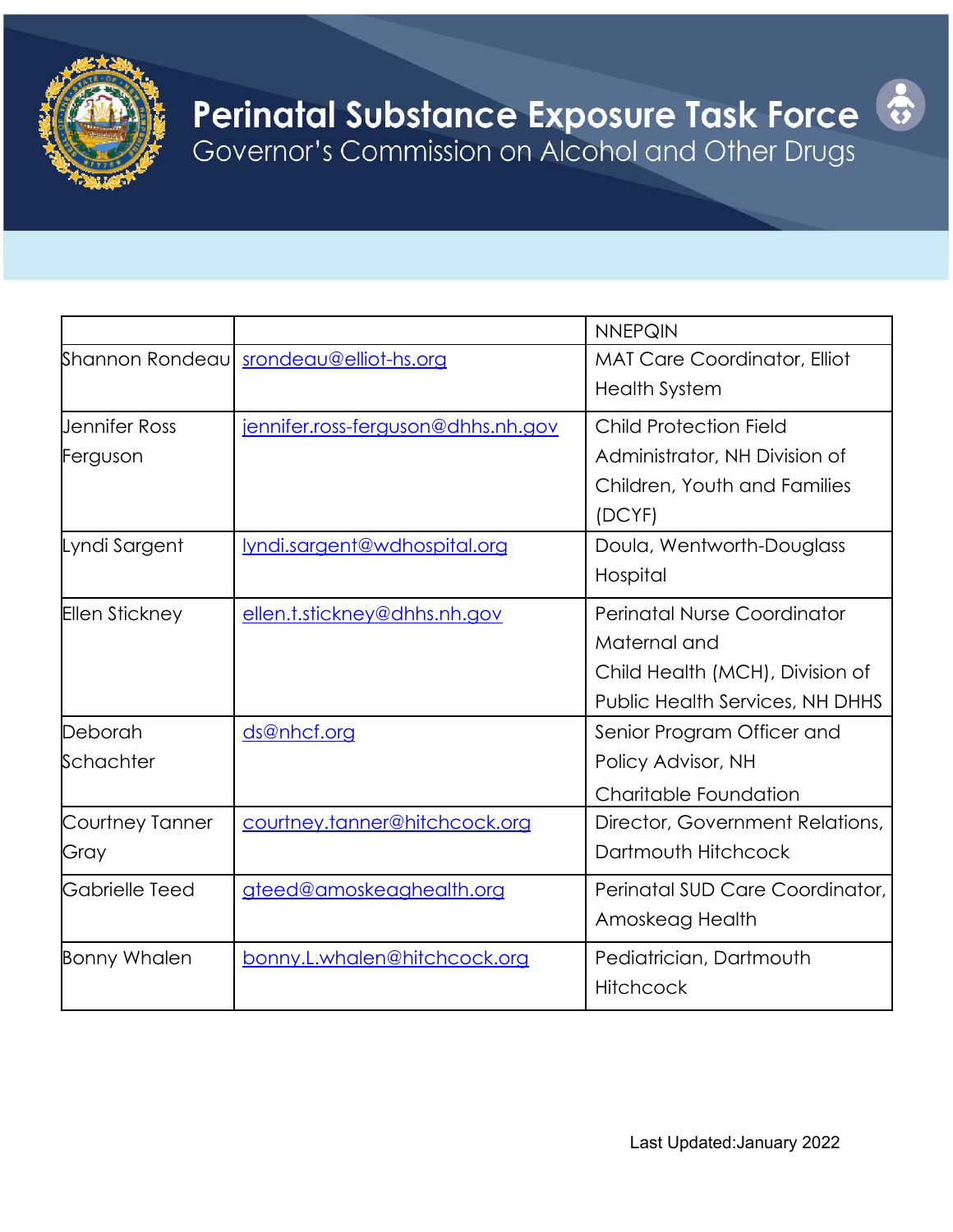# Perinatal Substance Exposure Task Force

## Governor's Commission on Alcohol and Other Drugs

| | | |
|---|---|---|
| | | NNEPQIN |
| Shannon Rondeau | srondeau@elliot-hs.org | MAT Care Coordinator, Elliot Health System |
| Jennifer Ross Ferguson | jennifer.ross-ferguson@dhhs.nh.gov | Child Protection Field Administrator, NH Division of Children, Youth and Families (DCYF) |
| Lyndi Sargent | lyndi.sargent@wdhospital.org | Doula, Wentworth-Douglass Hospital |
| Ellen Stickney | ellen.t.stickney@dhhs.nh.gov | Perinatal Nurse Coordinator Maternal and Child Health (MCH), Division of Public Health Services, NH DHHS |
| Deborah Schachter | ds@nhcf.org | Senior Program Officer and Policy Advisor, NH Charitable Foundation |
| Courtney Tanner Gray | courtney.tanner@hitchcock.org | Director, Government Relations, Dartmouth Hitchcock |
| Gabrielle Teed | gteed@amoskeaghealth.org | Perinatal SUD Care Coordinator, Amoskeag Health |
| Bonny Whalen | bonny.L.whalen@hitchcock.org | Pediatrician, Dartmouth Hitchcock |

Last Updated:January 2022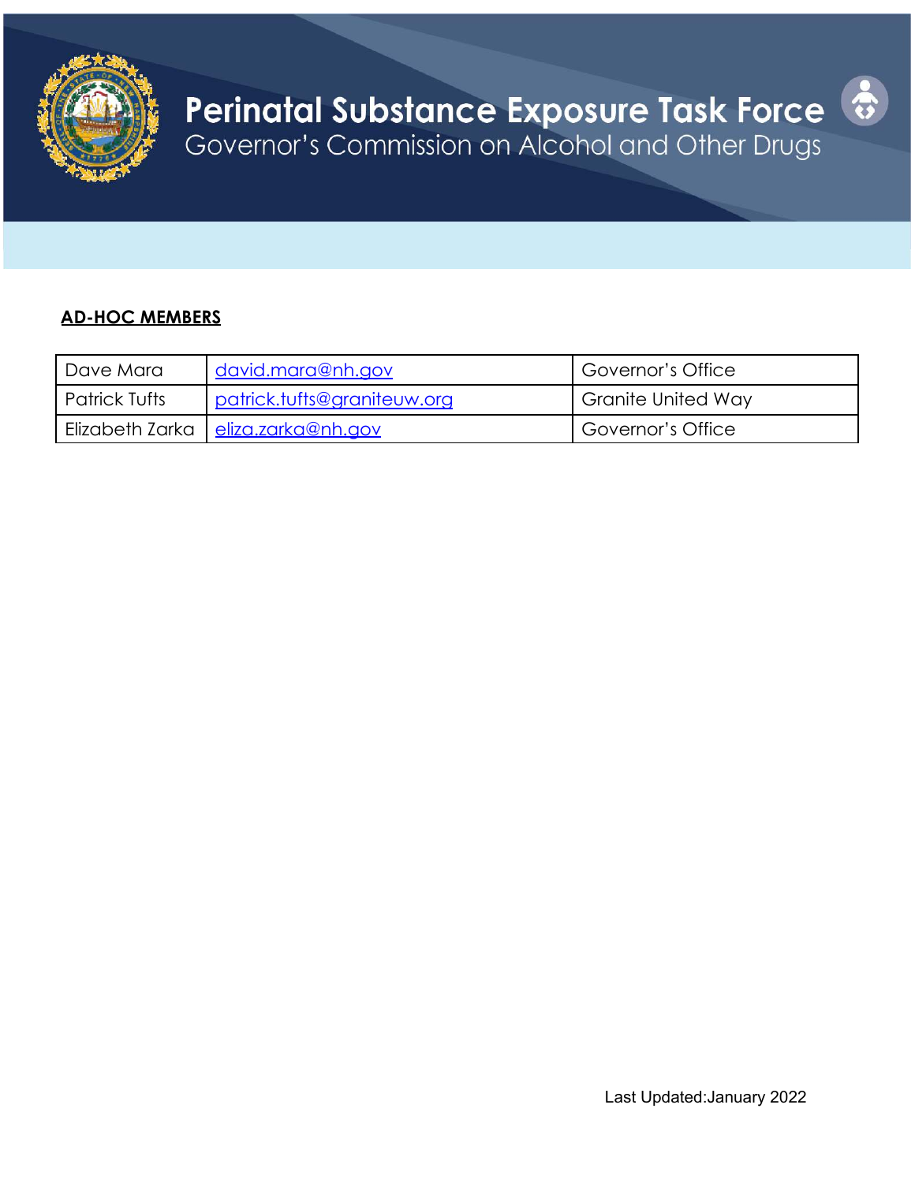# Perinatal Substance Exposure Task Force

Governor's Commission on Alcohol and Other Drugs

**AD-HOC MEMBERS**

| | | |
|---|---|---|
| Dave Mara | david.mara@nh.gov | Governor's Office |
| Patrick Tufts | patrick.tufts@graniteuw.org | Granite United Way |
| Elizabeth Zarka | eliza.zarka@nh.gov | Governor's Office |

Last Updated:January 2022